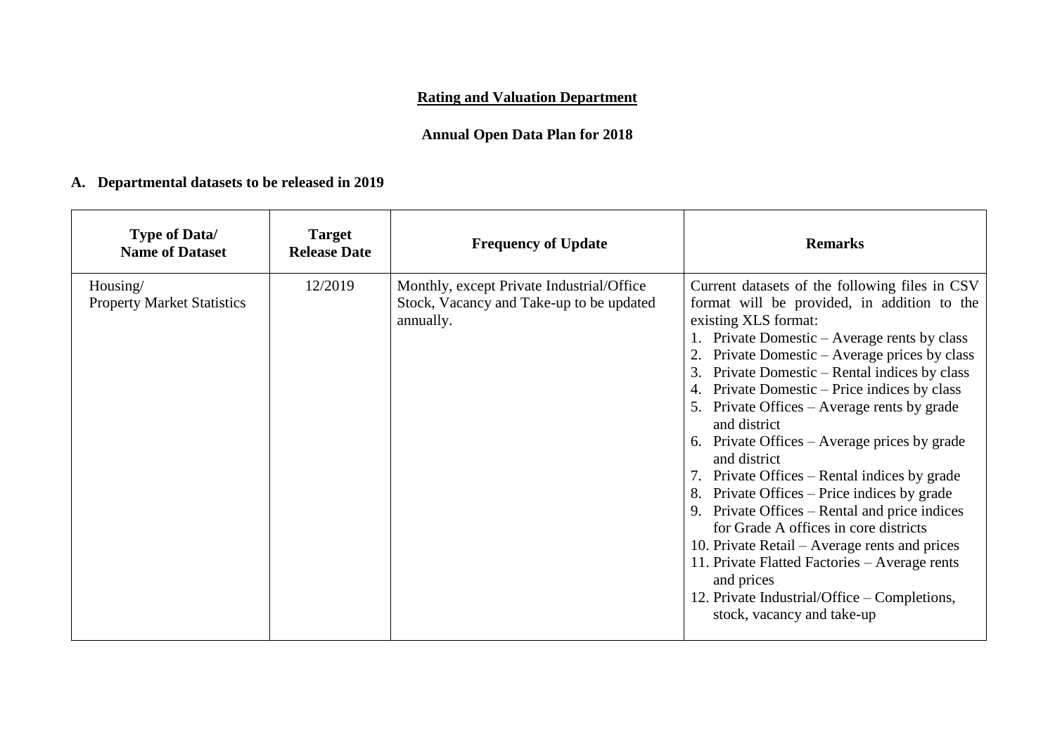# Rating and Valuation Department

## Annual Open Data Plan for 2018

### A. Departmental datasets to be released in 2019

| Type of Data/ Name of Dataset | Target Release Date | Frequency of Update | Remarks |
|---|---|---|---|
| Housing/ Property Market Statistics | 12/2019 | Monthly, except Private Industrial/Office Stock, Vacancy and Take-up to be updated annually. | Current datasets of the following files in CSV format will be provided, in addition to the existing XLS format:<br>1. Private Domestic – Average rents by class<br>2. Private Domestic – Average prices by class<br>3. Private Domestic – Rental indices by class<br>4. Private Domestic – Price indices by class<br>5. Private Offices – Average rents by grade and district<br>6. Private Offices – Average prices by grade and district<br>7. Private Offices – Rental indices by grade<br>8. Private Offices – Price indices by grade<br>9. Private Offices – Rental and price indices for Grade A offices in core districts<br>10. Private Retail – Average rents and prices<br>11. Private Flatted Factories – Average rents and prices<br>12. Private Industrial/Office – Completions, stock, vacancy and take-up |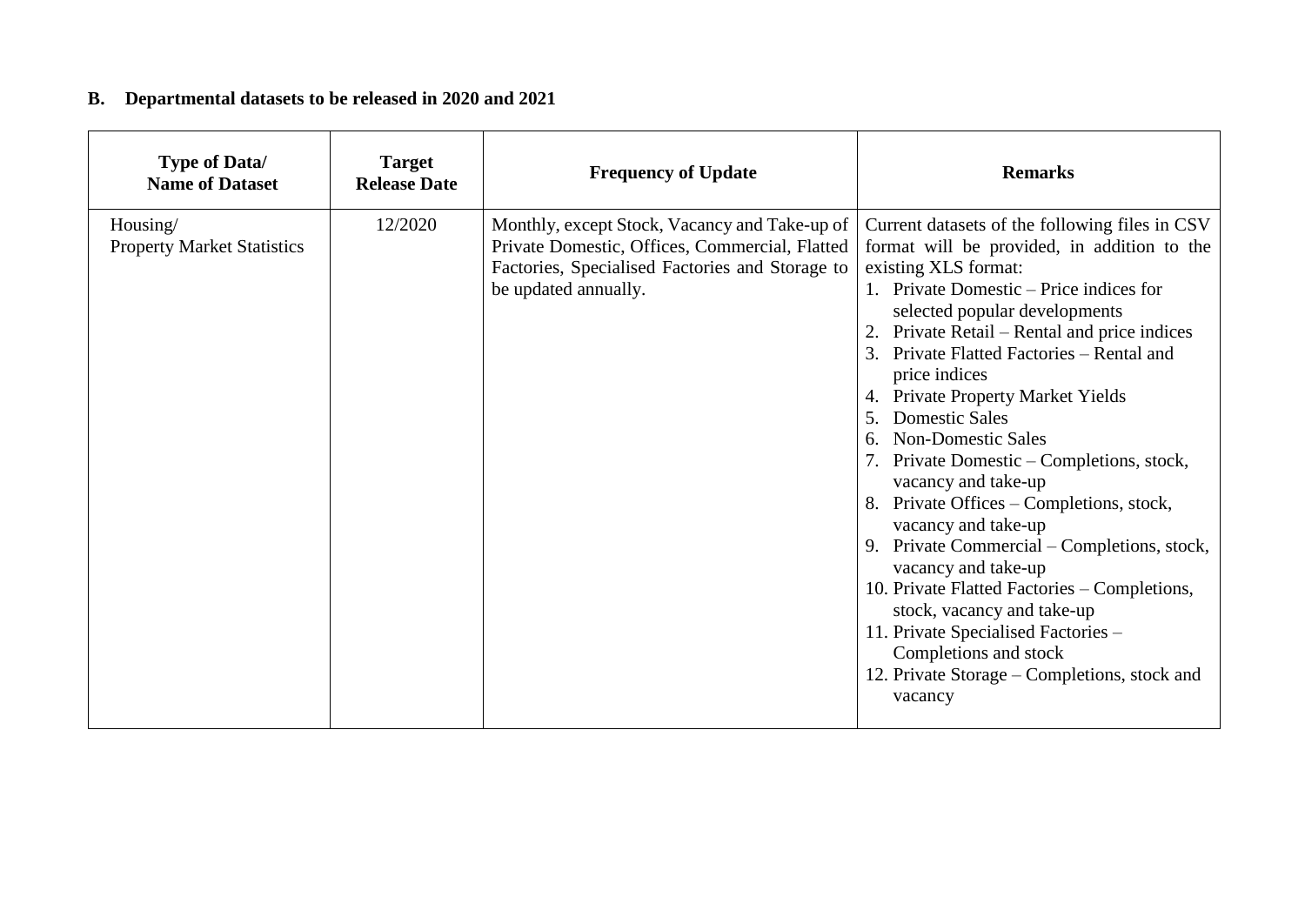## B. Departmental datasets to be released in 2020 and 2021

| Type of Data/ Name of Dataset | Target Release Date | Frequency of Update | Remarks |
| --- | --- | --- | --- |
| Housing/ Property Market Statistics | 12/2020 | Monthly, except Stock, Vacancy and Take-up of Private Domestic, Offices, Commercial, Flatted Factories, Specialised Factories and Storage to be updated annually. | Current datasets of the following files in CSV format will be provided, in addition to the existing XLS format:<br>1. Private Domestic – Price indices for selected popular developments<br>2. Private Retail – Rental and price indices<br>3. Private Flatted Factories – Rental and price indices<br>4. Private Property Market Yields<br>5. Domestic Sales<br>6. Non-Domestic Sales<br>7. Private Domestic – Completions, stock, vacancy and take-up<br>8. Private Offices – Completions, stock, vacancy and take-up<br>9. Private Commercial – Completions, stock, vacancy and take-up<br>10. Private Flatted Factories – Completions, stock, vacancy and take-up<br>11. Private Specialised Factories – Completions and stock<br>12. Private Storage – Completions, stock and vacancy |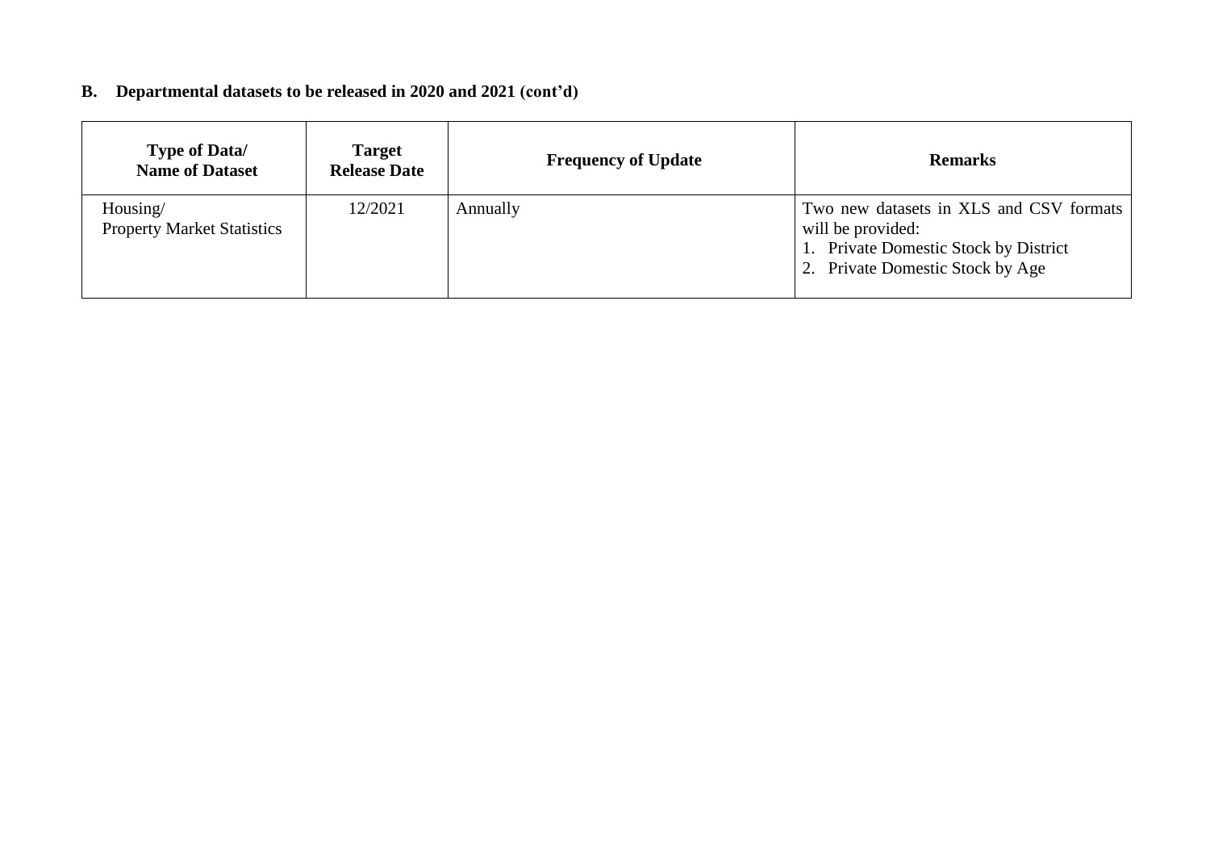## B. Departmental datasets to be released in 2020 and 2021 (cont'd)

| Type of Data/ Name of Dataset | Target Release Date | Frequency of Update | Remarks |
|---|---|---|---|
| Housing/ Property Market Statistics | 12/2021 | Annually | Two new datasets in XLS and CSV formats will be provided: 1. Private Domestic Stock by District 2. Private Domestic Stock by Age |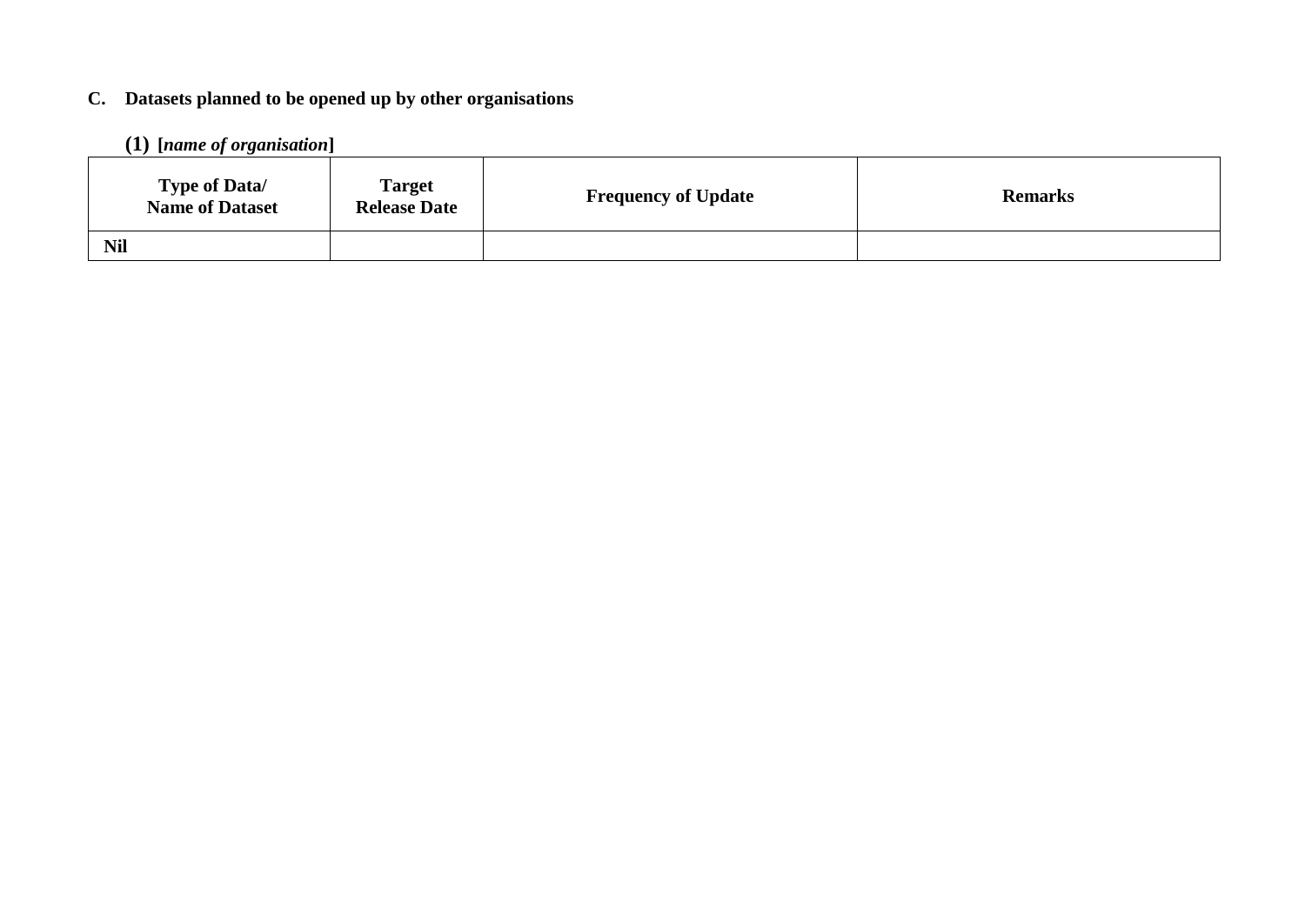## C. Datasets planned to be opened up by other organisations

### (1) [*name of organisation*]

| Type of Data/ Name of Dataset | Target Release Date | Frequency of Update | Remarks |
|---|---|---|---|
| **Nil** | | | |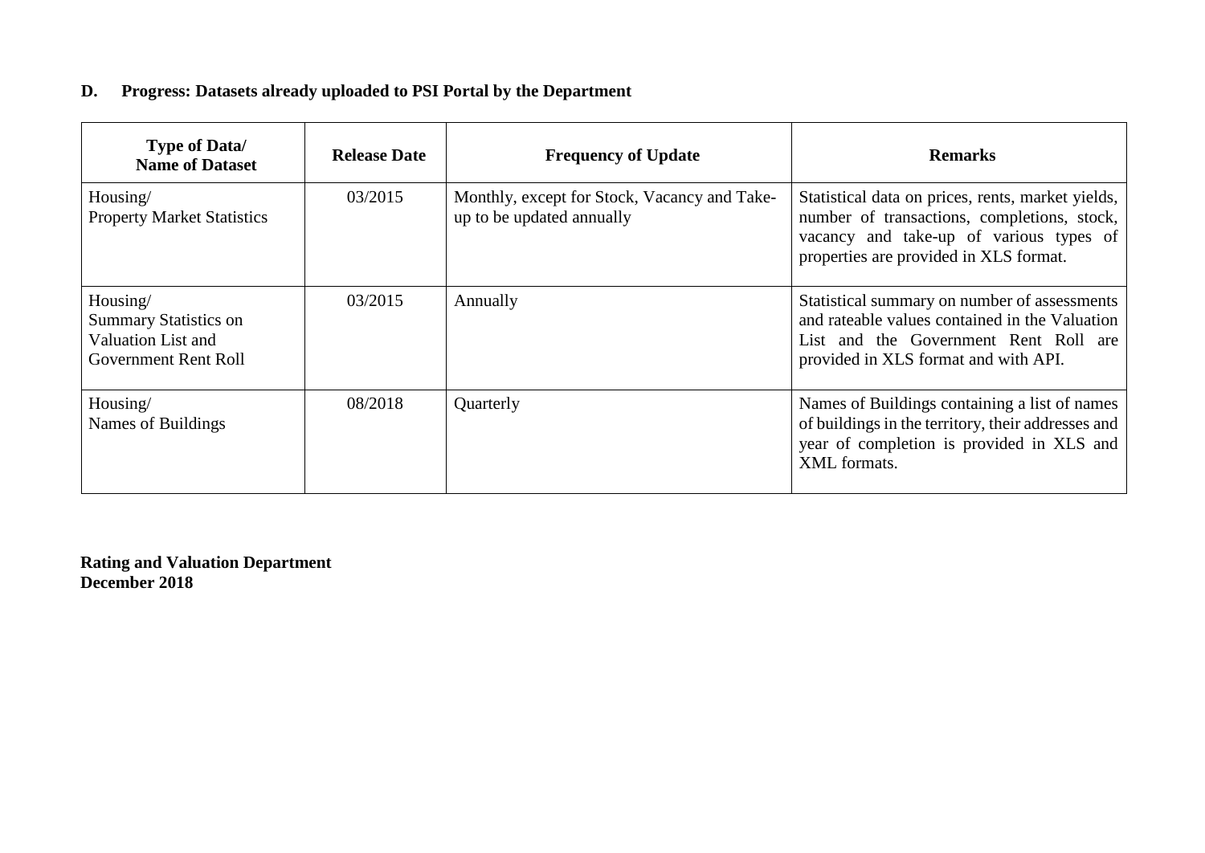## D. Progress: Datasets already uploaded to PSI Portal by the Department

| Type of Data/ Name of Dataset | Release Date | Frequency of Update | Remarks |
| --- | --- | --- | --- |
| Housing/ Property Market Statistics | 03/2015 | Monthly, except for Stock, Vacancy and Take-up to be updated annually | Statistical data on prices, rents, market yields, number of transactions, completions, stock, vacancy and take-up of various types of properties are provided in XLS format. |
| Housing/ Summary Statistics on Valuation List and Government Rent Roll | 03/2015 | Annually | Statistical summary on number of assessments and rateable values contained in the Valuation List and the Government Rent Roll are provided in XLS format and with API. |
| Housing/ Names of Buildings | 08/2018 | Quarterly | Names of Buildings containing a list of names of buildings in the territory, their addresses and year of completion is provided in XLS and XML formats. |

**Rating and Valuation Department**
**December 2018**